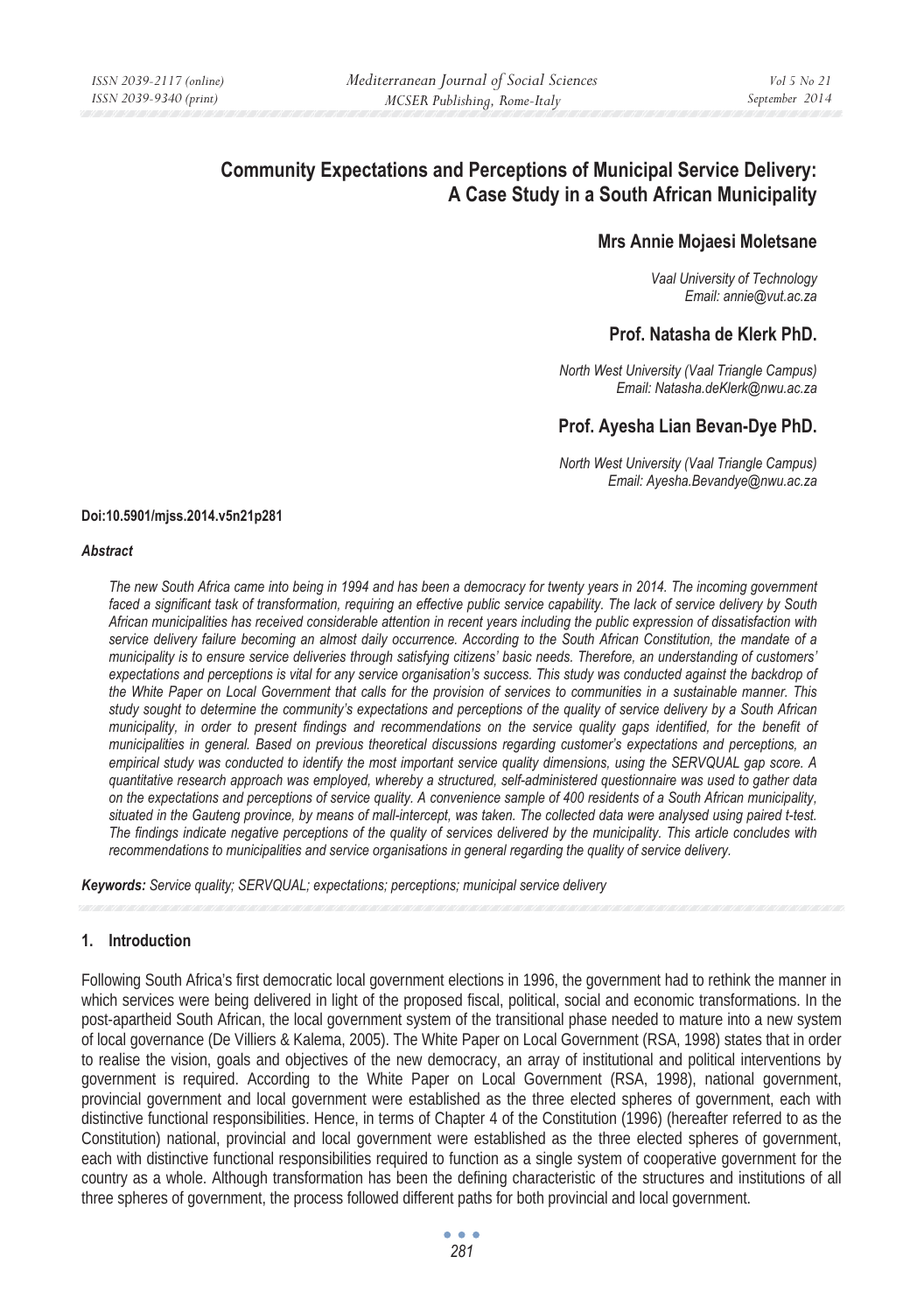# Community Expectations and Perceptions of Municipal Service Delivery: A Case Study in a South African Municipality

**Mrs Annie Mojaesi Moletsane**

*Vaal University of Technology*
*Email: annie@vut.ac.za*

**Prof. Natasha de Klerk PhD.**

*North West University (Vaal Triangle Campus)*
*Email: Natasha.deKlerk@nwu.ac.za*

**Prof. Ayesha Lian Bevan-Dye PhD.**

*North West University (Vaal Triangle Campus)*
*Email: Ayesha.Bevandye@nwu.ac.za*

**Doi:10.5901/mjss.2014.v5n21p281**

***Abstract***

*The new South Africa came into being in 1994 and has been a democracy for twenty years in 2014. The incoming government faced a significant task of transformation, requiring an effective public service capability. The lack of service delivery by South African municipalities has received considerable attention in recent years including the public expression of dissatisfaction with service delivery failure becoming an almost daily occurrence. According to the South African Constitution, the mandate of a municipality is to ensure service deliveries through satisfying citizens' basic needs. Therefore, an understanding of customers' expectations and perceptions is vital for any service organisation's success. This study was conducted against the backdrop of the White Paper on Local Government that calls for the provision of services to communities in a sustainable manner. This study sought to determine the community's expectations and perceptions of the quality of service delivery by a South African municipality, in order to present findings and recommendations on the service quality gaps identified, for the benefit of municipalities in general. Based on previous theoretical discussions regarding customer's expectations and perceptions, an empirical study was conducted to identify the most important service quality dimensions, using the SERVQUAL gap score. A quantitative research approach was employed, whereby a structured, self-administered questionnaire was used to gather data on the expectations and perceptions of service quality. A convenience sample of 400 residents of a South African municipality, situated in the Gauteng province, by means of mall-intercept, was taken. The collected data were analysed using paired t-test. The findings indicate negative perceptions of the quality of services delivered by the municipality. This article concludes with recommendations to municipalities and service organisations in general regarding the quality of service delivery.*

***Keywords:*** *Service quality; SERVQUAL; expectations; perceptions; municipal service delivery*

## 1. Introduction

Following South Africa's first democratic local government elections in 1996, the government had to rethink the manner in which services were being delivered in light of the proposed fiscal, political, social and economic transformations. In the post-apartheid South African, the local government system of the transitional phase needed to mature into a new system of local governance (De Villiers & Kalema, 2005). The White Paper on Local Government (RSA, 1998) states that in order to realise the vision, goals and objectives of the new democracy, an array of institutional and political interventions by government is required. According to the White Paper on Local Government (RSA, 1998), national government, provincial government and local government were established as the three elected spheres of government, each with distinctive functional responsibilities. Hence, in terms of Chapter 4 of the Constitution (1996) (hereafter referred to as the Constitution) national, provincial and local government were established as the three elected spheres of government, each with distinctive functional responsibilities required to function as a single system of cooperative government for the country as a whole. Although transformation has been the defining characteristic of the structures and institutions of all three spheres of government, the process followed different paths for both provincial and local government.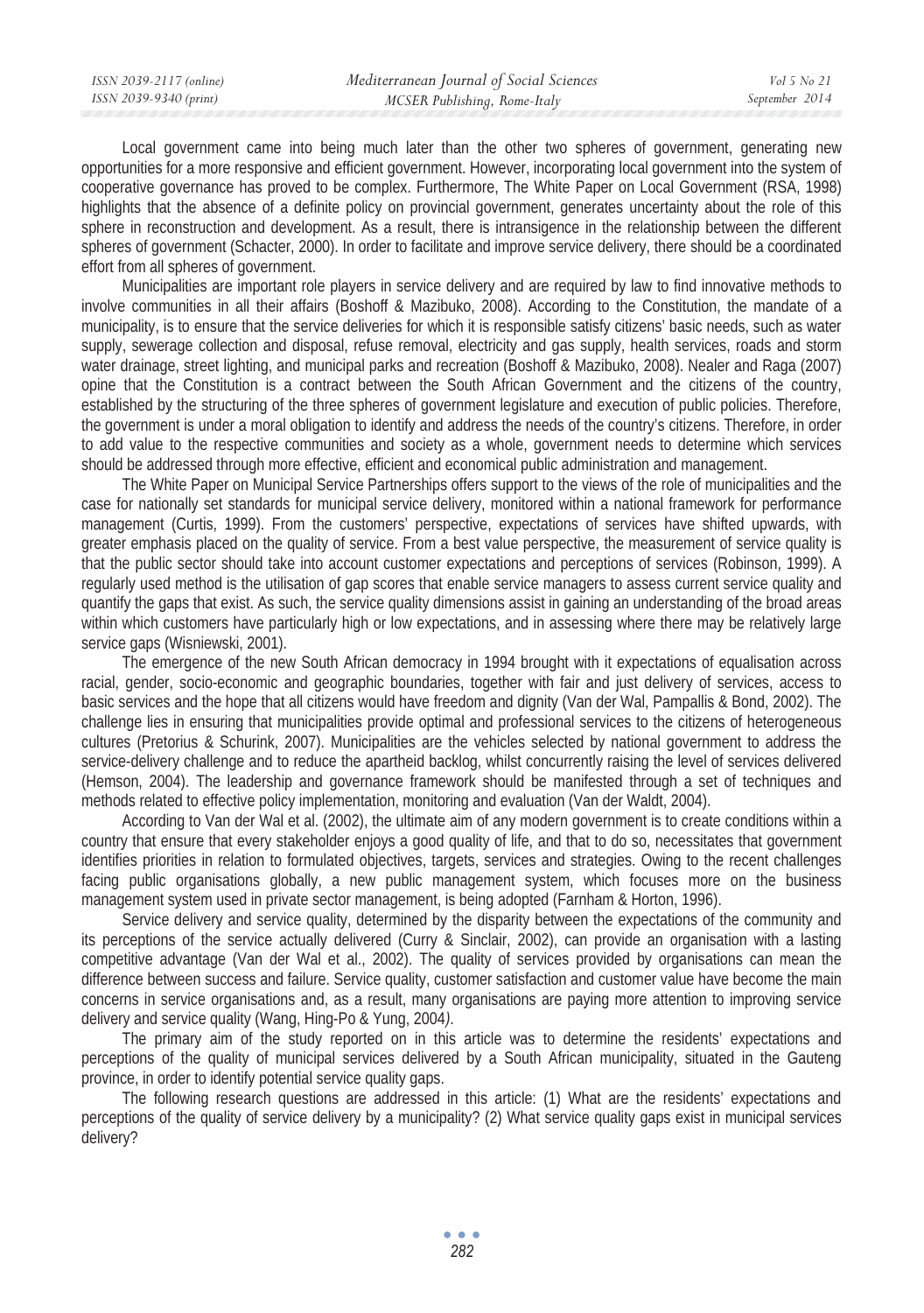Local government came into being much later than the other two spheres of government, generating new opportunities for a more responsive and efficient government. However, incorporating local government into the system of cooperative governance has proved to be complex. Furthermore, The White Paper on Local Government (RSA, 1998) highlights that the absence of a definite policy on provincial government, generates uncertainty about the role of this sphere in reconstruction and development. As a result, there is intransigence in the relationship between the different spheres of government (Schacter, 2000). In order to facilitate and improve service delivery, there should be a coordinated effort from all spheres of government.

Municipalities are important role players in service delivery and are required by law to find innovative methods to involve communities in all their affairs (Boshoff & Mazibuko, 2008). According to the Constitution, the mandate of a municipality, is to ensure that the service deliveries for which it is responsible satisfy citizens' basic needs, such as water supply, sewerage collection and disposal, refuse removal, electricity and gas supply, health services, roads and storm water drainage, street lighting, and municipal parks and recreation (Boshoff & Mazibuko, 2008). Nealer and Raga (2007) opine that the Constitution is a contract between the South African Government and the citizens of the country, established by the structuring of the three spheres of government legislature and execution of public policies. Therefore, the government is under a moral obligation to identify and address the needs of the country's citizens. Therefore, in order to add value to the respective communities and society as a whole, government needs to determine which services should be addressed through more effective, efficient and economical public administration and management.

The White Paper on Municipal Service Partnerships offers support to the views of the role of municipalities and the case for nationally set standards for municipal service delivery, monitored within a national framework for performance management (Curtis, 1999). From the customers' perspective, expectations of services have shifted upwards, with greater emphasis placed on the quality of service. From a best value perspective, the measurement of service quality is that the public sector should take into account customer expectations and perceptions of services (Robinson, 1999). A regularly used method is the utilisation of gap scores that enable service managers to assess current service quality and quantify the gaps that exist. As such, the service quality dimensions assist in gaining an understanding of the broad areas within which customers have particularly high or low expectations, and in assessing where there may be relatively large service gaps (Wisniewski, 2001).

The emergence of the new South African democracy in 1994 brought with it expectations of equalisation across racial, gender, socio-economic and geographic boundaries, together with fair and just delivery of services, access to basic services and the hope that all citizens would have freedom and dignity (Van der Wal, Pampallis & Bond, 2002). The challenge lies in ensuring that municipalities provide optimal and professional services to the citizens of heterogeneous cultures (Pretorius & Schurink, 2007). Municipalities are the vehicles selected by national government to address the service-delivery challenge and to reduce the apartheid backlog, whilst concurrently raising the level of services delivered (Hemson, 2004). The leadership and governance framework should be manifested through a set of techniques and methods related to effective policy implementation, monitoring and evaluation (Van der Waldt, 2004).

According to Van der Wal et al. (2002), the ultimate aim of any modern government is to create conditions within a country that ensure that every stakeholder enjoys a good quality of life, and that to do so, necessitates that government identifies priorities in relation to formulated objectives, targets, services and strategies. Owing to the recent challenges facing public organisations globally, a new public management system, which focuses more on the business management system used in private sector management, is being adopted (Farnham & Horton, 1996).

Service delivery and service quality, determined by the disparity between the expectations of the community and its perceptions of the service actually delivered (Curry & Sinclair, 2002), can provide an organisation with a lasting competitive advantage (Van der Wal et al., 2002). The quality of services provided by organisations can mean the difference between success and failure. Service quality, customer satisfaction and customer value have become the main concerns in service organisations and, as a result, many organisations are paying more attention to improving service delivery and service quality (Wang, Hing-Po & Yung, 2004).

The primary aim of the study reported on in this article was to determine the residents' expectations and perceptions of the quality of municipal services delivered by a South African municipality, situated in the Gauteng province, in order to identify potential service quality gaps.

The following research questions are addressed in this article: (1) What are the residents' expectations and perceptions of the quality of service delivery by a municipality? (2) What service quality gaps exist in municipal services delivery?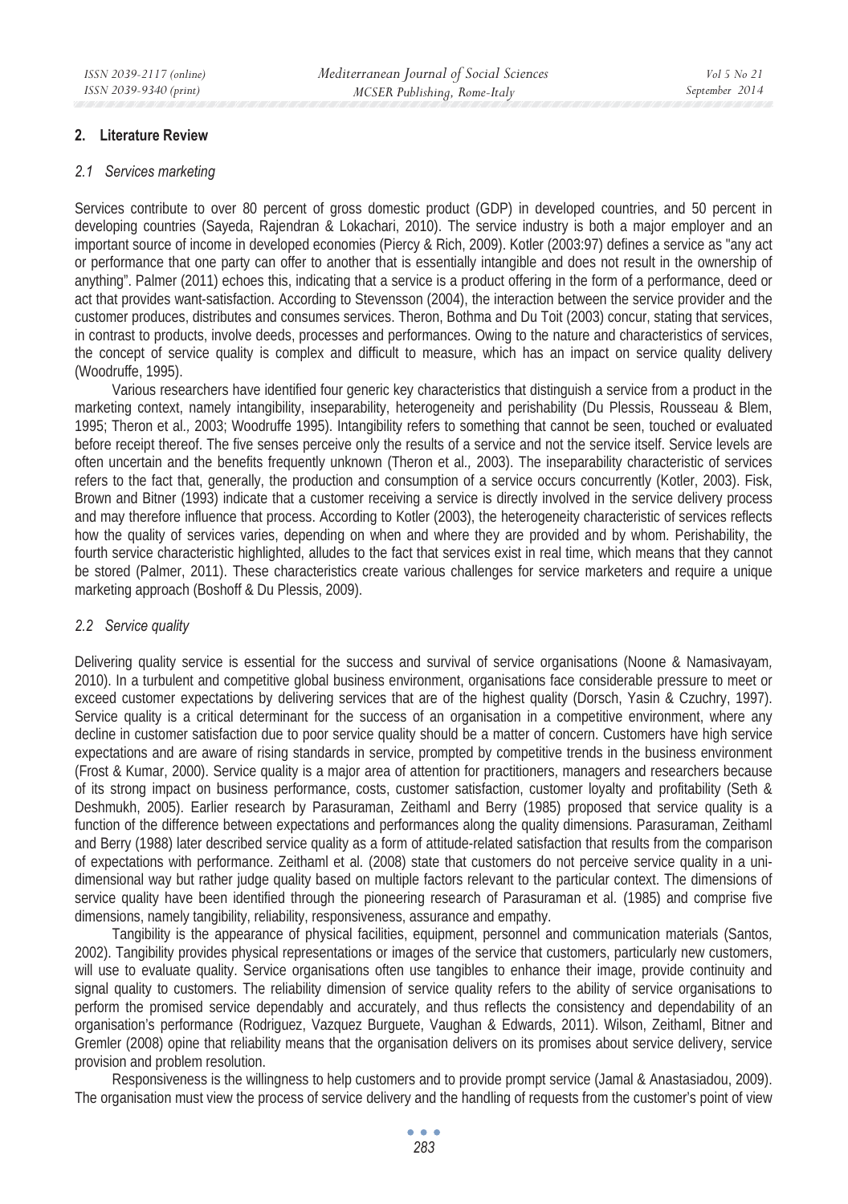## 2. Literature Review

### 2.1 Services marketing

Services contribute to over 80 percent of gross domestic product (GDP) in developed countries, and 50 percent in developing countries (Sayeda, Rajendran & Lokachari, 2010). The service industry is both a major employer and an important source of income in developed economies (Piercy & Rich, 2009). Kotler (2003:97) defines a service as "any act or performance that one party can offer to another that is essentially intangible and does not result in the ownership of anything". Palmer (2011) echoes this, indicating that a service is a product offering in the form of a performance, deed or act that provides want-satisfaction. According to Stevensson (2004), the interaction between the service provider and the customer produces, distributes and consumes services. Theron, Bothma and Du Toit (2003) concur, stating that services, in contrast to products, involve deeds, processes and performances. Owing to the nature and characteristics of services, the concept of service quality is complex and difficult to measure, which has an impact on service quality delivery (Woodruffe, 1995).

Various researchers have identified four generic key characteristics that distinguish a service from a product in the marketing context, namely intangibility, inseparability, heterogeneity and perishability (Du Plessis, Rousseau & Blem, 1995; Theron et al., 2003; Woodruffe 1995). Intangibility refers to something that cannot be seen, touched or evaluated before receipt thereof. The five senses perceive only the results of a service and not the service itself. Service levels are often uncertain and the benefits frequently unknown (Theron et al., 2003). The inseparability characteristic of services refers to the fact that, generally, the production and consumption of a service occurs concurrently (Kotler, 2003). Fisk, Brown and Bitner (1993) indicate that a customer receiving a service is directly involved in the service delivery process and may therefore influence that process. According to Kotler (2003), the heterogeneity characteristic of services reflects how the quality of services varies, depending on when and where they are provided and by whom. Perishability, the fourth service characteristic highlighted, alludes to the fact that services exist in real time, which means that they cannot be stored (Palmer, 2011). These characteristics create various challenges for service marketers and require a unique marketing approach (Boshoff & Du Plessis, 2009).

### 2.2 Service quality

Delivering quality service is essential for the success and survival of service organisations (Noone & Namasivayam, 2010). In a turbulent and competitive global business environment, organisations face considerable pressure to meet or exceed customer expectations by delivering services that are of the highest quality (Dorsch, Yasin & Czuchry, 1997). Service quality is a critical determinant for the success of an organisation in a competitive environment, where any decline in customer satisfaction due to poor service quality should be a matter of concern. Customers have high service expectations and are aware of rising standards in service, prompted by competitive trends in the business environment (Frost & Kumar, 2000). Service quality is a major area of attention for practitioners, managers and researchers because of its strong impact on business performance, costs, customer satisfaction, customer loyalty and profitability (Seth & Deshmukh, 2005). Earlier research by Parasuraman, Zeithaml and Berry (1985) proposed that service quality is a function of the difference between expectations and performances along the quality dimensions. Parasuraman, Zeithaml and Berry (1988) later described service quality as a form of attitude-related satisfaction that results from the comparison of expectations with performance. Zeithaml et al. (2008) state that customers do not perceive service quality in a uni-dimensional way but rather judge quality based on multiple factors relevant to the particular context. The dimensions of service quality have been identified through the pioneering research of Parasuraman et al. (1985) and comprise five dimensions, namely tangibility, reliability, responsiveness, assurance and empathy.

Tangibility is the appearance of physical facilities, equipment, personnel and communication materials (Santos, 2002). Tangibility provides physical representations or images of the service that customers, particularly new customers, will use to evaluate quality. Service organisations often use tangibles to enhance their image, provide continuity and signal quality to customers. The reliability dimension of service quality refers to the ability of service organisations to perform the promised service dependably and accurately, and thus reflects the consistency and dependability of an organisation's performance (Rodriguez, Vazquez Burguete, Vaughan & Edwards, 2011). Wilson, Zeithaml, Bitner and Gremler (2008) opine that reliability means that the organisation delivers on its promises about service delivery, service provision and problem resolution.

Responsiveness is the willingness to help customers and to provide prompt service (Jamal & Anastasiadou, 2009). The organisation must view the process of service delivery and the handling of requests from the customer's point of view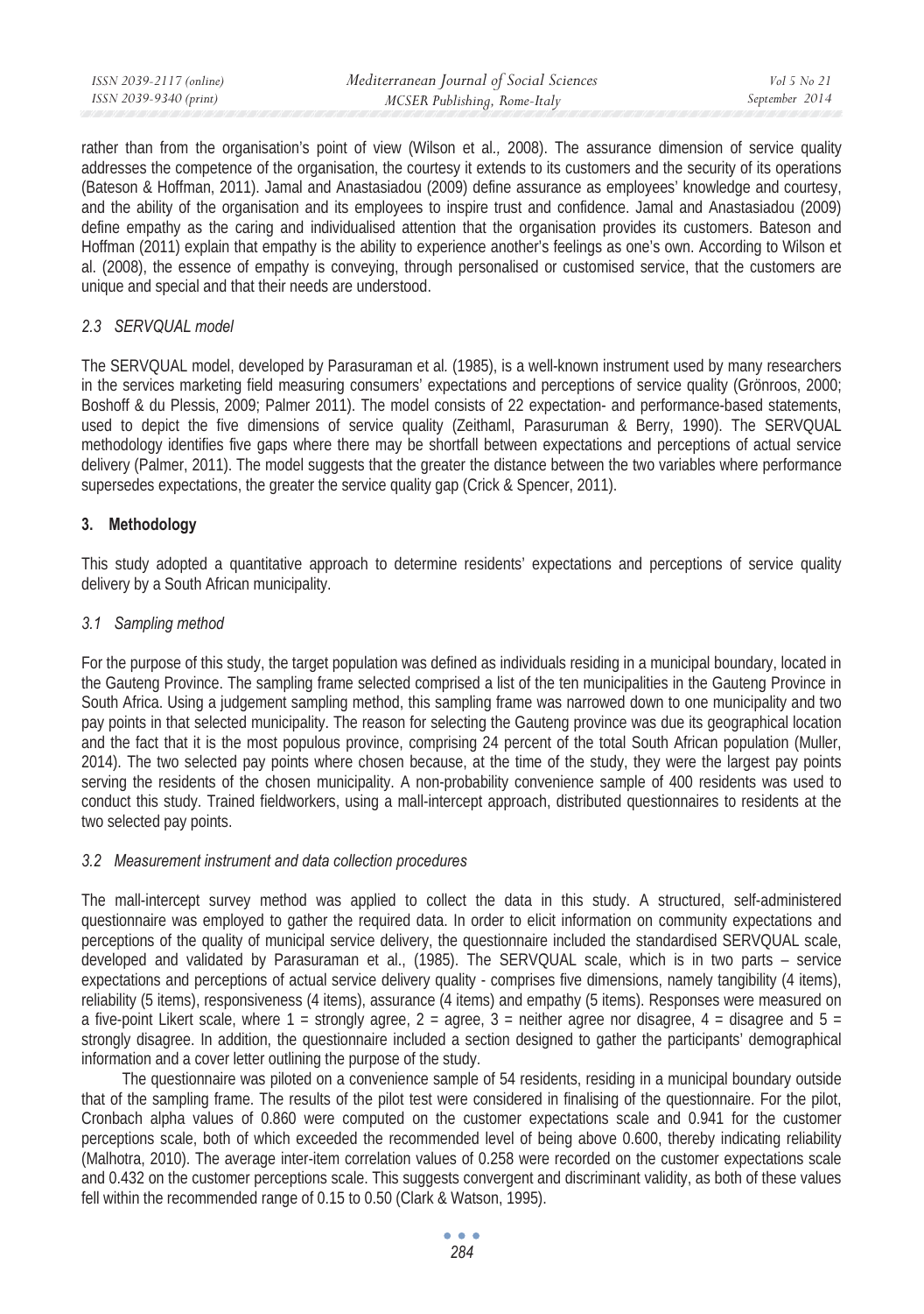rather than from the organisation's point of view (Wilson et al., 2008). The assurance dimension of service quality addresses the competence of the organisation, the courtesy it extends to its customers and the security of its operations (Bateson & Hoffman, 2011). Jamal and Anastasiadou (2009) define assurance as employees' knowledge and courtesy, and the ability of the organisation and its employees to inspire trust and confidence. Jamal and Anastasiadou (2009) define empathy as the caring and individualised attention that the organisation provides its customers. Bateson and Hoffman (2011) explain that empathy is the ability to experience another's feelings as one's own. According to Wilson et al. (2008), the essence of empathy is conveying, through personalised or customised service, that the customers are unique and special and that their needs are understood.

### *2.3 SERVQUAL model*

The SERVQUAL model, developed by Parasuraman et al. (1985), is a well-known instrument used by many researchers in the services marketing field measuring consumers' expectations and perceptions of service quality (Grönroos, 2000; Boshoff & du Plessis, 2009; Palmer 2011). The model consists of 22 expectation- and performance-based statements, used to depict the five dimensions of service quality (Zeithaml, Parasuruman & Berry, 1990). The SERVQUAL methodology identifies five gaps where there may be shortfall between expectations and perceptions of actual service delivery (Palmer, 2011). The model suggests that the greater the distance between the two variables where performance supersedes expectations, the greater the service quality gap (Crick & Spencer, 2011).

## 3. Methodology

This study adopted a quantitative approach to determine residents' expectations and perceptions of service quality delivery by a South African municipality.

### *3.1 Sampling method*

For the purpose of this study, the target population was defined as individuals residing in a municipal boundary, located in the Gauteng Province. The sampling frame selected comprised a list of the ten municipalities in the Gauteng Province in South Africa. Using a judgement sampling method, this sampling frame was narrowed down to one municipality and two pay points in that selected municipality. The reason for selecting the Gauteng province was due its geographical location and the fact that it is the most populous province, comprising 24 percent of the total South African population (Muller, 2014). The two selected pay points where chosen because, at the time of the study, they were the largest pay points serving the residents of the chosen municipality. A non-probability convenience sample of 400 residents was used to conduct this study. Trained fieldworkers, using a mall-intercept approach, distributed questionnaires to residents at the two selected pay points.

### *3.2 Measurement instrument and data collection procedures*

The mall-intercept survey method was applied to collect the data in this study. A structured, self-administered questionnaire was employed to gather the required data. In order to elicit information on community expectations and perceptions of the quality of municipal service delivery, the questionnaire included the standardised SERVQUAL scale, developed and validated by Parasuraman et al., (1985). The SERVQUAL scale, which is in two parts – service expectations and perceptions of actual service delivery quality - comprises five dimensions, namely tangibility (4 items), reliability (5 items), responsiveness (4 items), assurance (4 items) and empathy (5 items). Responses were measured on a five-point Likert scale, where 1 = strongly agree, 2 = agree, 3 = neither agree nor disagree, 4 = disagree and 5 = strongly disagree. In addition, the questionnaire included a section designed to gather the participants' demographical information and a cover letter outlining the purpose of the study.

The questionnaire was piloted on a convenience sample of 54 residents, residing in a municipal boundary outside that of the sampling frame. The results of the pilot test were considered in finalising of the questionnaire. For the pilot, Cronbach alpha values of 0.860 were computed on the customer expectations scale and 0.941 for the customer perceptions scale, both of which exceeded the recommended level of being above 0.600, thereby indicating reliability (Malhotra, 2010). The average inter-item correlation values of 0.258 were recorded on the customer expectations scale and 0.432 on the customer perceptions scale. This suggests convergent and discriminant validity, as both of these values fell within the recommended range of 0.15 to 0.50 (Clark & Watson, 1995).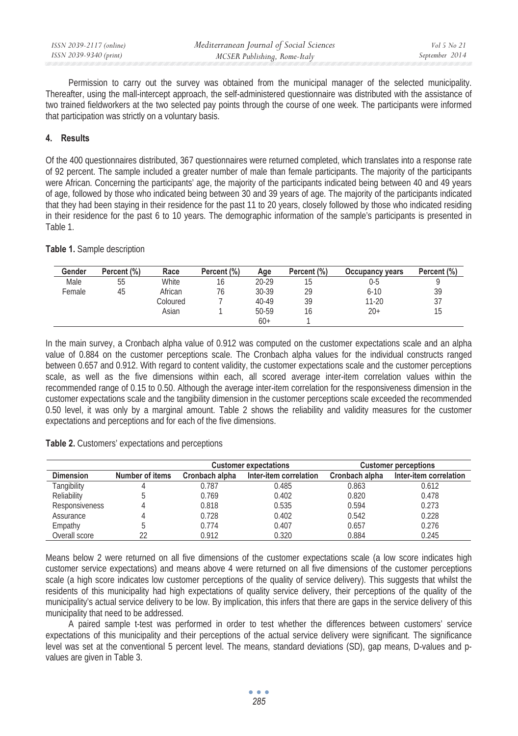Permission to carry out the survey was obtained from the municipal manager of the selected municipality. Thereafter, using the mall-intercept approach, the self-administered questionnaire was distributed with the assistance of two trained fieldworkers at the two selected pay points through the course of one week. The participants were informed that participation was strictly on a voluntary basis.

## 4. Results

Of the 400 questionnaires distributed, 367 questionnaires were returned completed, which translates into a response rate of 92 percent. The sample included a greater number of male than female participants. The majority of the participants were African. Concerning the participants' age, the majority of the participants indicated being between 40 and 49 years of age, followed by those who indicated being between 30 and 39 years of age. The majority of the participants indicated that they had been staying in their residence for the past 11 to 20 years, closely followed by those who indicated residing in their residence for the past 6 to 10 years. The demographic information of the sample's participants is presented in Table 1.

**Table 1.** Sample description

| Gender | Percent (%) | Race | Percent (%) | Age | Percent (%) | Occupancy years | Percent (%) |
|---|---|---|---|---|---|---|---|
| Male | 55 | White | 16 | 20-29 | 15 | 0-5 | 9 |
| Female | 45 | African | 76 | 30-39 | 29 | 6-10 | 39 |
| | | Coloured | 7 | 40-49 | 39 | 11-20 | 37 |
| | | Asian | 1 | 50-59 | 16 | 20+ | 15 |
| | | | | 60+ | 1 | | |

In the main survey, a Cronbach alpha value of 0.912 was computed on the customer expectations scale and an alpha value of 0.884 on the customer perceptions scale. The Cronbach alpha values for the individual constructs ranged between 0.657 and 0.912. With regard to content validity, the customer expectations scale and the customer perceptions scale, as well as the five dimensions within each, all scored average inter-item correlation values within the recommended range of 0.15 to 0.50. Although the average inter-item correlation for the responsiveness dimension in the customer expectations scale and the tangibility dimension in the customer perceptions scale exceeded the recommended 0.50 level, it was only by a marginal amount. Table 2 shows the reliability and validity measures for the customer expectations and perceptions and for each of the five dimensions.

**Table 2.** Customers' expectations and perceptions

| | | Customer expectations | | Customer perceptions | |
|---|---|---|---|---|---|
| **Dimension** | **Number of items** | **Cronbach alpha** | **Inter-item correlation** | **Cronbach alpha** | **Inter-item correlation** |
| Tangibility | 4 | 0.787 | 0.485 | 0.863 | 0.612 |
| Reliability | 5 | 0.769 | 0.402 | 0.820 | 0.478 |
| Responsiveness | 4 | 0.818 | 0.535 | 0.594 | 0.273 |
| Assurance | 4 | 0.728 | 0.402 | 0.542 | 0.228 |
| Empathy | 5 | 0.774 | 0.407 | 0.657 | 0.276 |
| Overall score | 22 | 0.912 | 0.320 | 0.884 | 0.245 |

Means below 2 were returned on all five dimensions of the customer expectations scale (a low score indicates high customer service expectations) and means above 4 were returned on all five dimensions of the customer perceptions scale (a high score indicates low customer perceptions of the quality of service delivery). This suggests that whilst the residents of this municipality had high expectations of quality service delivery, their perceptions of the quality of the municipality's actual service delivery to be low. By implication, this infers that there are gaps in the service delivery of this municipality that need to be addressed.

A paired sample t-test was performed in order to test whether the differences between customers' service expectations of this municipality and their perceptions of the actual service delivery were significant. The significance level was set at the conventional 5 percent level. The means, standard deviations (SD), gap means, D-values and p-values are given in Table 3.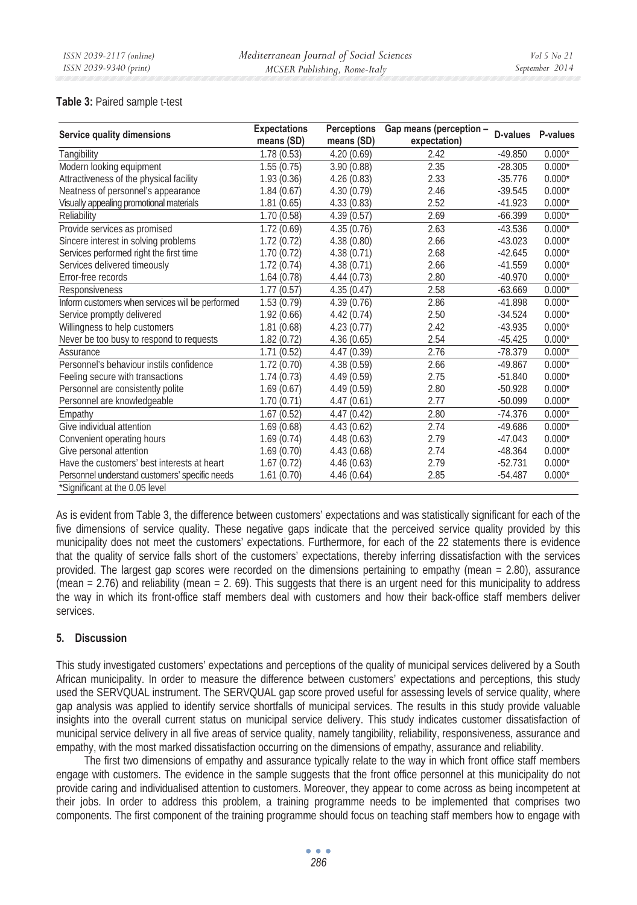**Table 3:** Paired sample t-test

| Service quality dimensions | Expectations means (SD) | Perceptions means (SD) | Gap means (perception – expectation) | D-values | P-values |
|---|---|---|---|---|---|
| Tangibility | 1.78 (0.53) | 4.20 (0.69) | 2.42 | -49.850 | 0.000* |
| Modern looking equipment | 1.55 (0.75) | 3.90 (0.88) | 2.35 | -28.305 | 0.000* |
| Attractiveness of the physical facility | 1.93 (0.36) | 4.26 (0.83) | 2.33 | -35.776 | 0.000* |
| Neatness of personnel's appearance | 1.84 (0.67) | 4.30 (0.79) | 2.46 | -39.545 | 0.000* |
| Visually appealing promotional materials | 1.81 (0.65) | 4.33 (0.83) | 2.52 | -41.923 | 0.000* |
| Reliability | 1.70 (0.58) | 4.39 (0.57) | 2.69 | -66.399 | 0.000* |
| Provide services as promised | 1.72 (0.69) | 4.35 (0.76) | 2.63 | -43.536 | 0.000* |
| Sincere interest in solving problems | 1.72 (0.72) | 4.38 (0.80) | 2.66 | -43.023 | 0.000* |
| Services performed right the first time | 1.70 (0.72) | 4.38 (0.71) | 2.68 | -42.645 | 0.000* |
| Services delivered timeously | 1.72 (0.74) | 4.38 (0.71) | 2.66 | -41.559 | 0.000* |
| Error-free records | 1.64 (0.78) | 4.44 (0.73) | 2.80 | -40.970 | 0.000* |
| Responsiveness | 1.77 (0.57) | 4.35 (0.47) | 2.58 | -63.669 | 0.000* |
| Inform customers when services will be performed | 1.53 (0.79) | 4.39 (0.76) | 2.86 | -41.898 | 0.000* |
| Service promptly delivered | 1.92 (0.66) | 4.42 (0.74) | 2.50 | -34.524 | 0.000* |
| Willingness to help customers | 1.81 (0.68) | 4.23 (0.77) | 2.42 | -43.935 | 0.000* |
| Never be too busy to respond to requests | 1.82 (0.72) | 4.36 (0.65) | 2.54 | -45.425 | 0.000* |
| Assurance | 1.71 (0.52) | 4.47 (0.39) | 2.76 | -78.379 | 0.000* |
| Personnel's behaviour instils confidence | 1.72 (0.70) | 4.38 (0.59) | 2.66 | -49.867 | 0.000* |
| Feeling secure with transactions | 1.74 (0.73) | 4.49 (0.59) | 2.75 | -51.840 | 0.000* |
| Personnel are consistently polite | 1.69 (0.67) | 4.49 (0.59) | 2.80 | -50.928 | 0.000* |
| Personnel are knowledgeable | 1.70 (0.71) | 4.47 (0.61) | 2.77 | -50.099 | 0.000* |
| Empathy | 1.67 (0.52) | 4.47 (0.42) | 2.80 | -74.376 | 0.000* |
| Give individual attention | 1.69 (0.68) | 4.43 (0.62) | 2.74 | -49.686 | 0.000* |
| Convenient operating hours | 1.69 (0.74) | 4.48 (0.63) | 2.79 | -47.043 | 0.000* |
| Give personal attention | 1.69 (0.70) | 4.43 (0.68) | 2.74 | -48.364 | 0.000* |
| Have the customers' best interests at heart | 1.67 (0.72) | 4.46 (0.63) | 2.79 | -52.731 | 0.000* |
| Personnel understand customers' specific needs | 1.61 (0.70) | 4.46 (0.64) | 2.85 | -54.487 | 0.000* |

*Significant at the 0.05 level

As is evident from Table 3, the difference between customers' expectations and was statistically significant for each of the five dimensions of service quality. These negative gaps indicate that the perceived service quality provided by this municipality does not meet the customers' expectations. Furthermore, for each of the 22 statements there is evidence that the quality of service falls short of the customers' expectations, thereby inferring dissatisfaction with the services provided. The largest gap scores were recorded on the dimensions pertaining to empathy (mean = 2.80), assurance (mean = 2.76) and reliability (mean = 2. 69). This suggests that there is an urgent need for this municipality to address the way in which its front-office staff members deal with customers and how their back-office staff members deliver services.

## 5. Discussion

This study investigated customers' expectations and perceptions of the quality of municipal services delivered by a South African municipality. In order to measure the difference between customers' expectations and perceptions, this study used the SERVQUAL instrument. The SERVQUAL gap score proved useful for assessing levels of service quality, where gap analysis was applied to identify service shortfalls of municipal services. The results in this study provide valuable insights into the overall current status on municipal service delivery. This study indicates customer dissatisfaction of municipal service delivery in all five areas of service quality, namely tangibility, reliability, responsiveness, assurance and empathy, with the most marked dissatisfaction occurring on the dimensions of empathy, assurance and reliability.

The first two dimensions of empathy and assurance typically relate to the way in which front office staff members engage with customers. The evidence in the sample suggests that the front office personnel at this municipality do not provide caring and individualised attention to customers. Moreover, they appear to come across as being incompetent at their jobs. In order to address this problem, a training programme needs to be implemented that comprises two components. The first component of the training programme should focus on teaching staff members how to engage with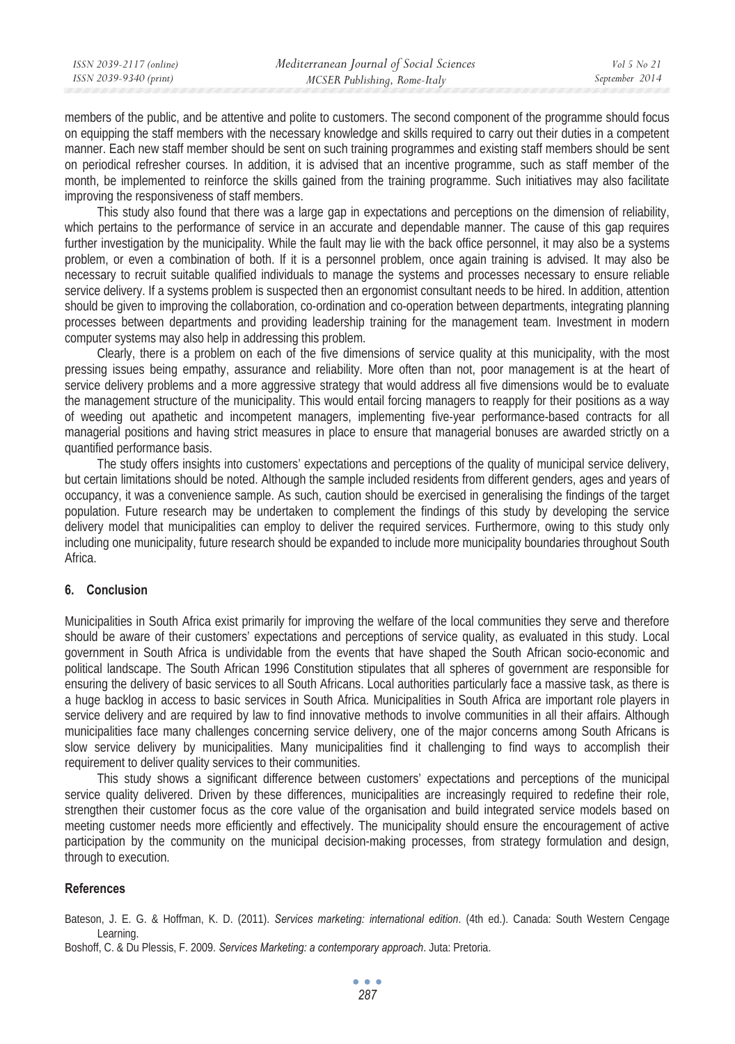members of the public, and be attentive and polite to customers. The second component of the programme should focus on equipping the staff members with the necessary knowledge and skills required to carry out their duties in a competent manner. Each new staff member should be sent on such training programmes and existing staff members should be sent on periodical refresher courses. In addition, it is advised that an incentive programme, such as staff member of the month, be implemented to reinforce the skills gained from the training programme. Such initiatives may also facilitate improving the responsiveness of staff members.

This study also found that there was a large gap in expectations and perceptions on the dimension of reliability, which pertains to the performance of service in an accurate and dependable manner. The cause of this gap requires further investigation by the municipality. While the fault may lie with the back office personnel, it may also be a systems problem, or even a combination of both. If it is a personnel problem, once again training is advised. It may also be necessary to recruit suitable qualified individuals to manage the systems and processes necessary to ensure reliable service delivery. If a systems problem is suspected then an ergonomist consultant needs to be hired. In addition, attention should be given to improving the collaboration, co-ordination and co-operation between departments, integrating planning processes between departments and providing leadership training for the management team. Investment in modern computer systems may also help in addressing this problem.

Clearly, there is a problem on each of the five dimensions of service quality at this municipality, with the most pressing issues being empathy, assurance and reliability. More often than not, poor management is at the heart of service delivery problems and a more aggressive strategy that would address all five dimensions would be to evaluate the management structure of the municipality. This would entail forcing managers to reapply for their positions as a way of weeding out apathetic and incompetent managers, implementing five-year performance-based contracts for all managerial positions and having strict measures in place to ensure that managerial bonuses are awarded strictly on a quantified performance basis.

The study offers insights into customers' expectations and perceptions of the quality of municipal service delivery, but certain limitations should be noted. Although the sample included residents from different genders, ages and years of occupancy, it was a convenience sample. As such, caution should be exercised in generalising the findings of the target population. Future research may be undertaken to complement the findings of this study by developing the service delivery model that municipalities can employ to deliver the required services. Furthermore, owing to this study only including one municipality, future research should be expanded to include more municipality boundaries throughout South Africa.

## 6. Conclusion

Municipalities in South Africa exist primarily for improving the welfare of the local communities they serve and therefore should be aware of their customers' expectations and perceptions of service quality, as evaluated in this study. Local government in South Africa is undividable from the events that have shaped the South African socio-economic and political landscape. The South African 1996 Constitution stipulates that all spheres of government are responsible for ensuring the delivery of basic services to all South Africans. Local authorities particularly face a massive task, as there is a huge backlog in access to basic services in South Africa. Municipalities in South Africa are important role players in service delivery and are required by law to find innovative methods to involve communities in all their affairs. Although municipalities face many challenges concerning service delivery, one of the major concerns among South Africans is slow service delivery by municipalities. Many municipalities find it challenging to find ways to accomplish their requirement to deliver quality services to their communities.

This study shows a significant difference between customers' expectations and perceptions of the municipal service quality delivered. Driven by these differences, municipalities are increasingly required to redefine their role, strengthen their customer focus as the core value of the organisation and build integrated service models based on meeting customer needs more efficiently and effectively. The municipality should ensure the encouragement of active participation by the community on the municipal decision-making processes, from strategy formulation and design, through to execution.

## References

Bateson, J. E. G. & Hoffman, K. D. (2011). *Services marketing: international edition*. (4th ed.). Canada: South Western Cengage Learning.

Boshoff, C. & Du Plessis, F. 2009. *Services Marketing: a contemporary approach*. Juta: Pretoria.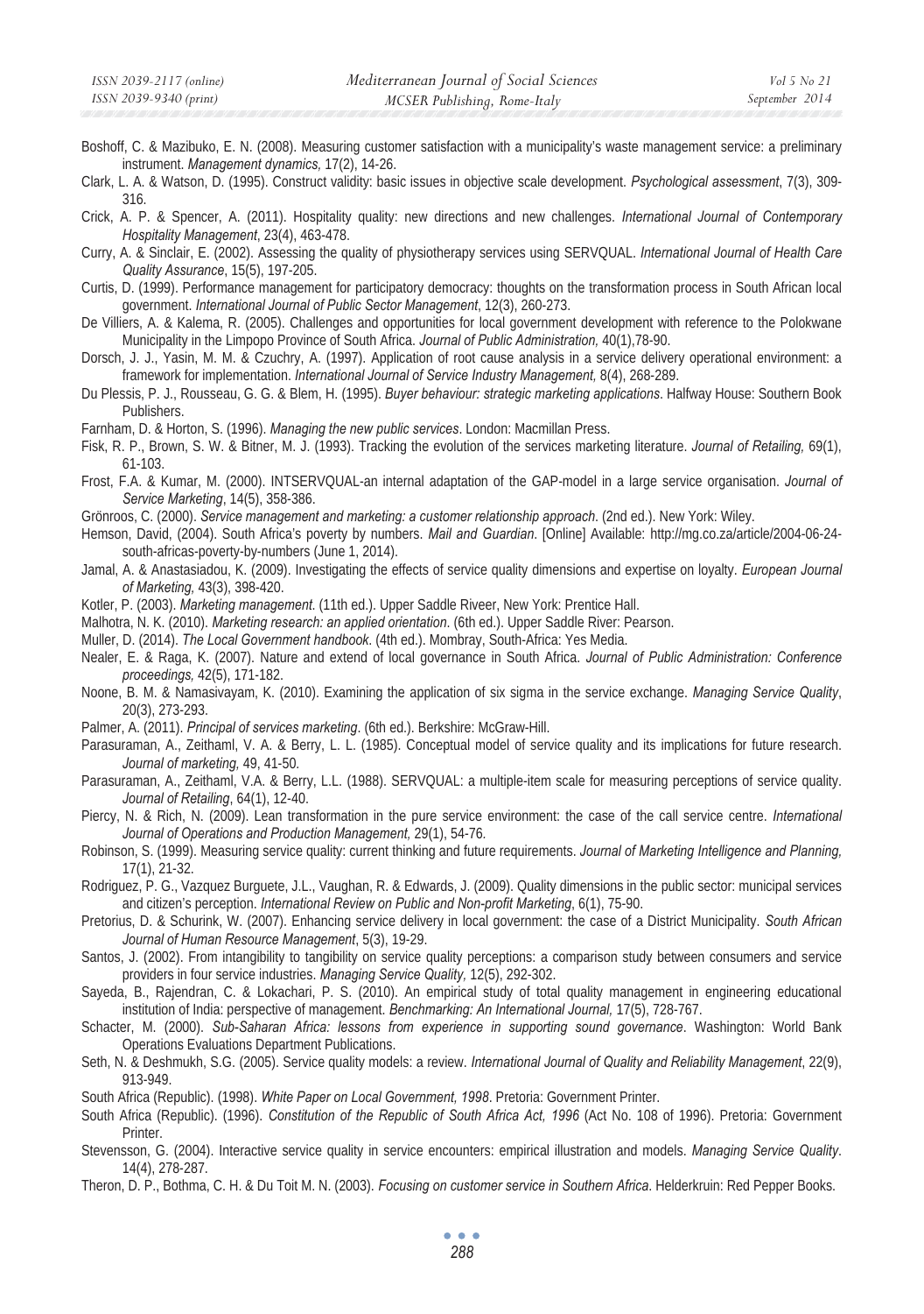Boshoff, C. & Mazibuko, E. N. (2008). Measuring customer satisfaction with a municipality's waste management service: a preliminary instrument. *Management dynamics,* 17(2), 14-26.

Clark, L. A. & Watson, D. (1995). Construct validity: basic issues in objective scale development. *Psychological assessment*, 7(3), 309-316.

Crick, A. P. & Spencer, A. (2011). Hospitality quality: new directions and new challenges. *International Journal of Contemporary Hospitality Management*, 23(4), 463-478.

Curry, A. & Sinclair, E. (2002). Assessing the quality of physiotherapy services using SERVQUAL. *International Journal of Health Care Quality Assurance*, 15(5), 197-205.

Curtis, D. (1999). Performance management for participatory democracy: thoughts on the transformation process in South African local government. *International Journal of Public Sector Management*, 12(3), 260-273.

De Villiers, A. & Kalema, R. (2005). Challenges and opportunities for local government development with reference to the Polokwane Municipality in the Limpopo Province of South Africa. *Journal of Public Administration,* 40(1),78-90.

Dorsch, J. J., Yasin, M. M. & Czuchry, A. (1997). Application of root cause analysis in a service delivery operational environment: a framework for implementation. *International Journal of Service Industry Management,* 8(4), 268-289.

Du Plessis, P. J., Rousseau, G. G. & Blem, H. (1995). *Buyer behaviour: strategic marketing applications*. Halfway House: Southern Book Publishers.

Farnham, D. & Horton, S. (1996). *Managing the new public services*. London: Macmillan Press.

Fisk, R. P., Brown, S. W. & Bitner, M. J. (1993). Tracking the evolution of the services marketing literature. *Journal of Retailing,* 69(1), 61-103.

Frost, F.A. & Kumar, M. (2000). INTSERVQUAL-an internal adaptation of the GAP-model in a large service organisation. *Journal of Service Marketing*, 14(5), 358-386.

Grönroos, C. (2000). *Service management and marketing: a customer relationship approach*. (2nd ed.). New York: Wiley.

Hemson, David, (2004). South Africa's poverty by numbers. *Mail and Guardian*. [Online] Available: http://mg.co.za/article/2004-06-24-south-africas-poverty-by-numbers (June 1, 2014).

Jamal, A. & Anastasiadou, K. (2009). Investigating the effects of service quality dimensions and expertise on loyalty. *European Journal of Marketing,* 43(3), 398-420.

Kotler, P. (2003). *Marketing management*. (11th ed.). Upper Saddle Riveer, New York: Prentice Hall.

Malhotra, N. K. (2010). *Marketing research: an applied orientation*. (6th ed.). Upper Saddle River: Pearson.

Muller, D. (2014). *The Local Government handbook*. (4th ed.). Mombray, South-Africa: Yes Media.

Nealer, E. & Raga, K. (2007). Nature and extend of local governance in South Africa. *Journal of Public Administration: Conference proceedings,* 42(5), 171-182.

Noone, B. M. & Namasivayam, K. (2010). Examining the application of six sigma in the service exchange. *Managing Service Quality*, 20(3), 273-293.

Palmer, A. (2011). *Principal of services marketing*. (6th ed.). Berkshire: McGraw-Hill.

Parasuraman, A., Zeithaml, V. A. & Berry, L. L. (1985). Conceptual model of service quality and its implications for future research. *Journal of marketing,* 49, 41-50.

Parasuraman, A., Zeithaml, V.A. & Berry, L.L. (1988). SERVQUAL: a multiple-item scale for measuring perceptions of service quality. *Journal of Retailing*, 64(1), 12-40.

Piercy, N. & Rich, N. (2009). Lean transformation in the pure service environment: the case of the call service centre. *International Journal of Operations and Production Management,* 29(1), 54-76.

Robinson, S. (1999). Measuring service quality: current thinking and future requirements. *Journal of Marketing Intelligence and Planning,* 17(1), 21-32.

Rodriguez, P. G., Vazquez Burguete, J.L., Vaughan, R. & Edwards, J. (2009). Quality dimensions in the public sector: municipal services and citizen's perception. *International Review on Public and Non-profit Marketing*, 6(1), 75-90.

Pretorius, D. & Schurink, W. (2007). Enhancing service delivery in local government: the case of a District Municipality. *South African Journal of Human Resource Management*, 5(3), 19-29.

Santos, J. (2002). From intangibility to tangibility on service quality perceptions: a comparison study between consumers and service providers in four service industries. *Managing Service Quality,* 12(5), 292-302.

Sayeda, B., Rajendran, C. & Lokachari, P. S. (2010). An empirical study of total quality management in engineering educational institution of India: perspective of management. *Benchmarking: An International Journal,* 17(5), 728-767.

Schacter, M. (2000). *Sub-Saharan Africa: lessons from experience in supporting sound governance*. Washington: World Bank Operations Evaluations Department Publications.

Seth, N. & Deshmukh, S.G. (2005). Service quality models: a review. *International Journal of Quality and Reliability Management*, 22(9), 913-949.

South Africa (Republic). (1998). *White Paper on Local Government, 1998*. Pretoria: Government Printer.

South Africa (Republic). (1996). *Constitution of the Republic of South Africa Act, 1996* (Act No. 108 of 1996). Pretoria: Government Printer.

Stevensson, G. (2004). Interactive service quality in service encounters: empirical illustration and models. *Managing Service Quality*. 14(4), 278-287.

Theron, D. P., Bothma, C. H. & Du Toit M. N. (2003). *Focusing on customer service in Southern Africa*. Helderkruin: Red Pepper Books.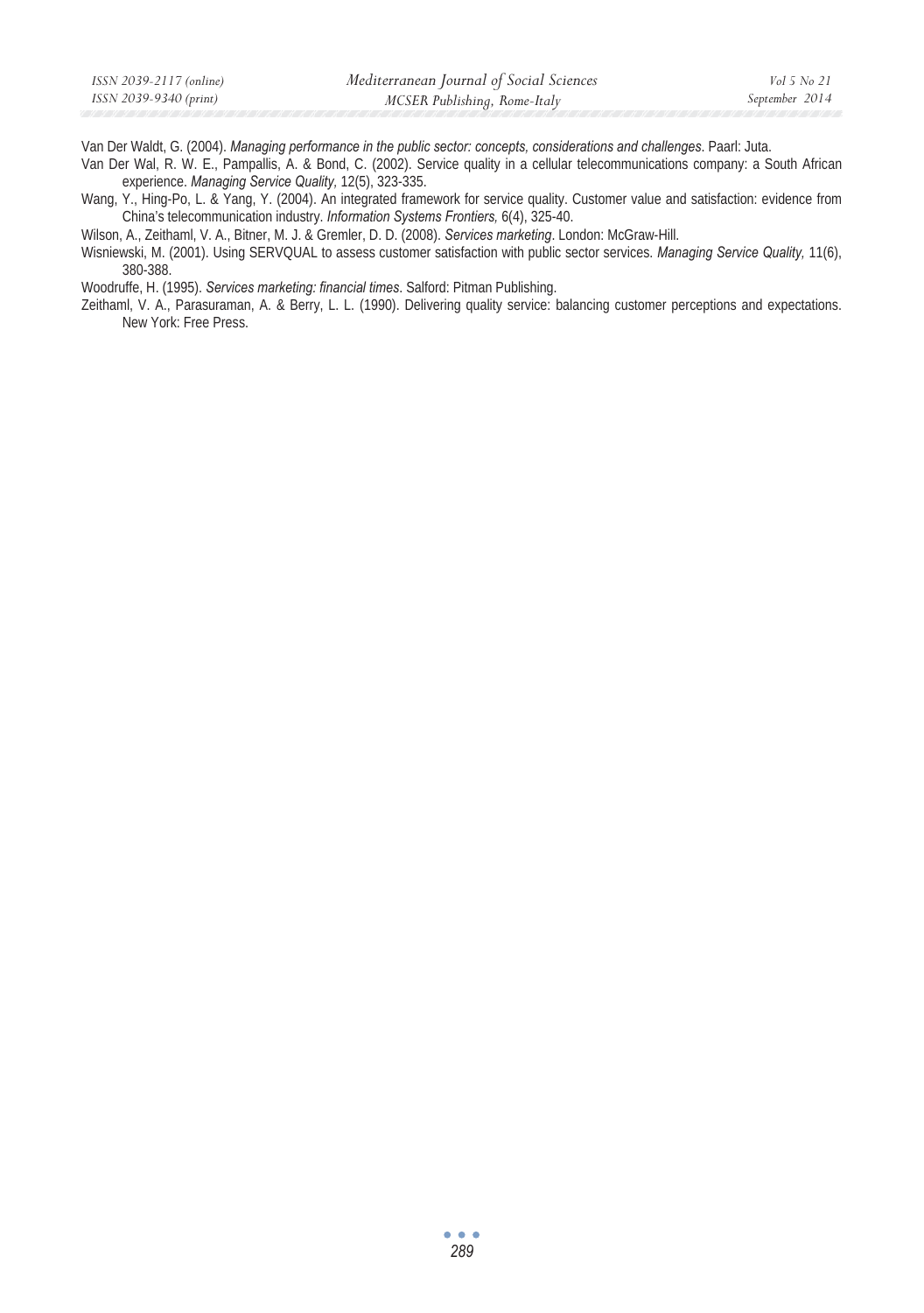Van Der Waldt, G. (2004). *Managing performance in the public sector: concepts, considerations and challenges*. Paarl: Juta.

Van Der Wal, R. W. E., Pampallis, A. & Bond, C. (2002). Service quality in a cellular telecommunications company: a South African experience. *Managing Service Quality,* 12(5), 323-335.

Wang, Y., Hing-Po, L. & Yang, Y. (2004). An integrated framework for service quality. Customer value and satisfaction: evidence from China's telecommunication industry. *Information Systems Frontiers,* 6(4), 325-40.

Wilson, A., Zeithaml, V. A., Bitner, M. J. & Gremler, D. D. (2008). *Services marketing*. London: McGraw-Hill.

Wisniewski, M. (2001). Using SERVQUAL to assess customer satisfaction with public sector services. *Managing Service Quality,* 11(6), 380-388.

Woodruffe, H. (1995). *Services marketing: financial times*. Salford: Pitman Publishing.

Zeithaml, V. A., Parasuraman, A. & Berry, L. L. (1990). Delivering quality service: balancing customer perceptions and expectations. New York: Free Press.